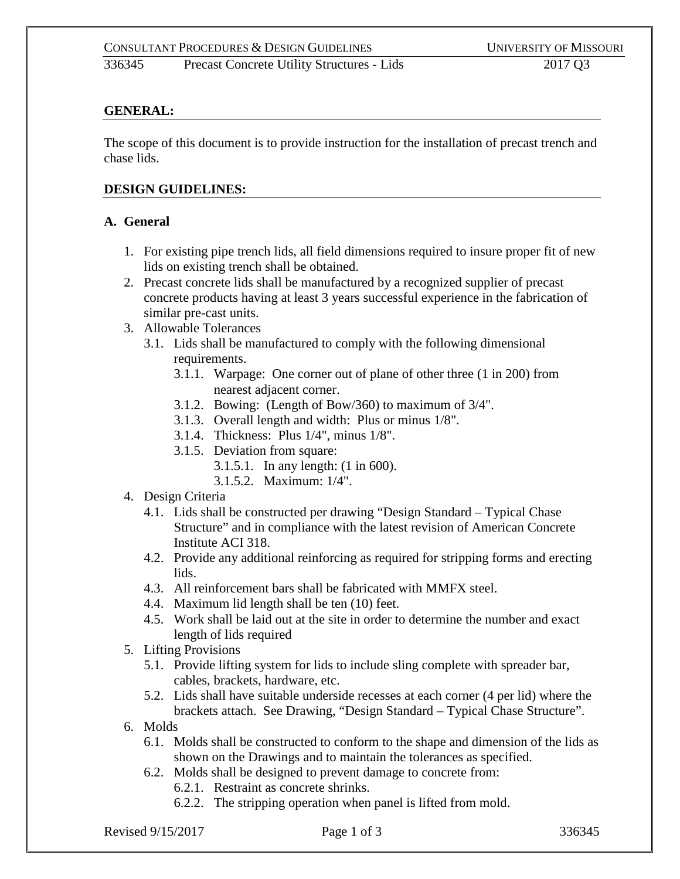## GENERAL:

The scope of this document is to provide instruction for the installation of precast trench and chase lids.

## DESIGN GUIDELINES:

### A. General

1. For existing pipe trench lids, all field dimensions required to insure proper fit of new lids on existing trench shall be obtained.
2. Precast concrete lids shall be manufactured by a recognized supplier of precast concrete products having at least 3 years successful experience in the fabrication of similar pre-cast units.
3. Allowable Tolerances
   - 3.1. Lids shall be manufactured to comply with the following dimensional requirements.
     - 3.1.1. Warpage: One corner out of plane of other three (1 in 200) from nearest adjacent corner.
     - 3.1.2. Bowing: (Length of Bow/360) to maximum of 3/4".
     - 3.1.3. Overall length and width: Plus or minus 1/8".
     - 3.1.4. Thickness: Plus 1/4", minus 1/8".
     - 3.1.5. Deviation from square:
       - 3.1.5.1. In any length: (1 in 600).
       - 3.1.5.2. Maximum: 1/4".
4. Design Criteria
   - 4.1. Lids shall be constructed per drawing "Design Standard – Typical Chase Structure" and in compliance with the latest revision of American Concrete Institute ACI 318.
   - 4.2. Provide any additional reinforcing as required for stripping forms and erecting lids.
   - 4.3. All reinforcement bars shall be fabricated with MMFX steel.
   - 4.4. Maximum lid length shall be ten (10) feet.
   - 4.5. Work shall be laid out at the site in order to determine the number and exact length of lids required
5. Lifting Provisions
   - 5.1. Provide lifting system for lids to include sling complete with spreader bar, cables, brackets, hardware, etc.
   - 5.2. Lids shall have suitable underside recesses at each corner (4 per lid) where the brackets attach. See Drawing, "Design Standard – Typical Chase Structure".
6. Molds
   - 6.1. Molds shall be constructed to conform to the shape and dimension of the lids as shown on the Drawings and to maintain the tolerances as specified.
   - 6.2. Molds shall be designed to prevent damage to concrete from:
     - 6.2.1. Restraint as concrete shrinks.
     - 6.2.2. The stripping operation when panel is lifted from mold.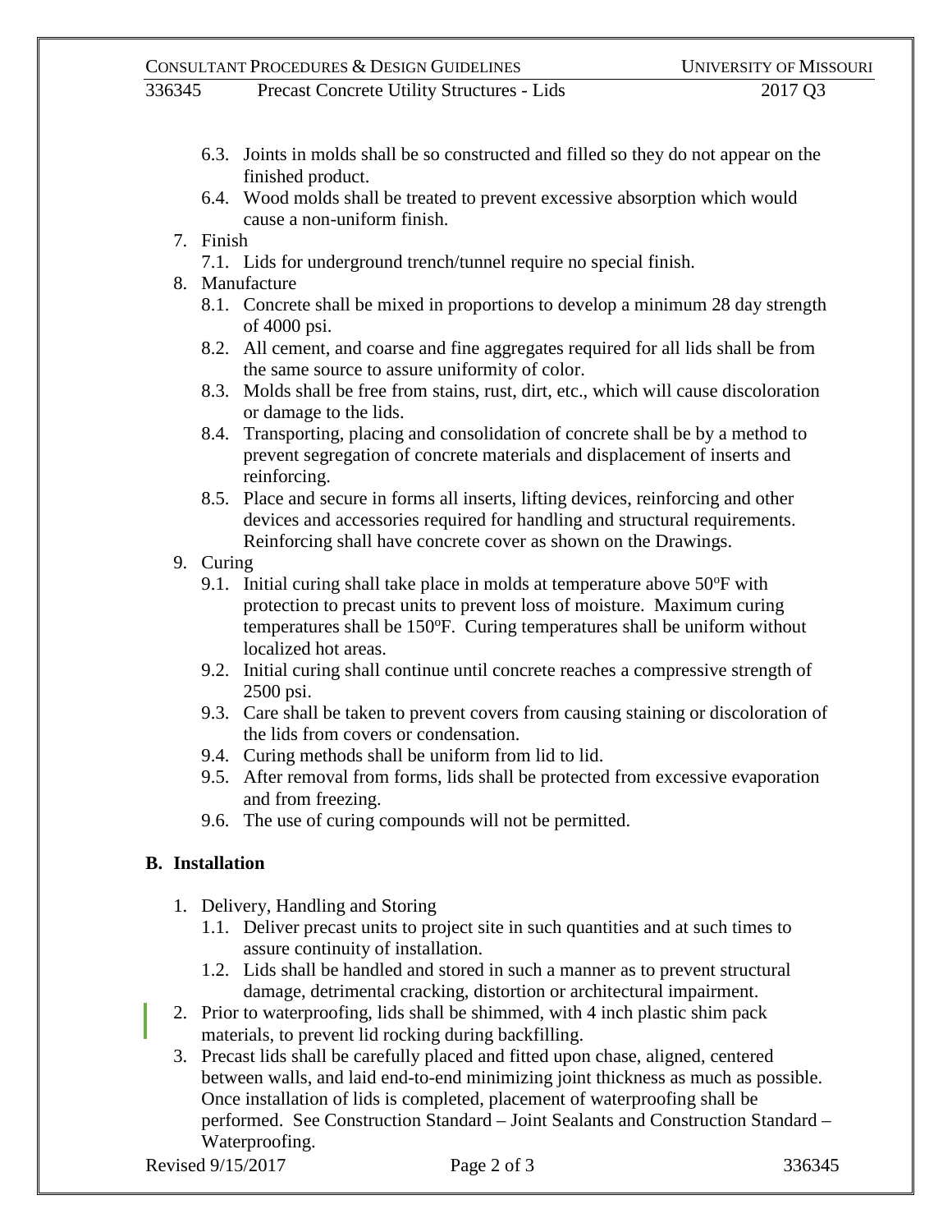6.3. Joints in molds shall be so constructed and filled so they do not appear on the finished product.

6.4. Wood molds shall be treated to prevent excessive absorption which would cause a non-uniform finish.

7. Finish

   7.1. Lids for underground trench/tunnel require no special finish.

8. Manufacture

   8.1. Concrete shall be mixed in proportions to develop a minimum 28 day strength of 4000 psi.

   8.2. All cement, and coarse and fine aggregates required for all lids shall be from the same source to assure uniformity of color.

   8.3. Molds shall be free from stains, rust, dirt, etc., which will cause discoloration or damage to the lids.

   8.4. Transporting, placing and consolidation of concrete shall be by a method to prevent segregation of concrete materials and displacement of inserts and reinforcing.

   8.5. Place and secure in forms all inserts, lifting devices, reinforcing and other devices and accessories required for handling and structural requirements. Reinforcing shall have concrete cover as shown on the Drawings.

9. Curing

   9.1. Initial curing shall take place in molds at temperature above 50ºF with protection to precast units to prevent loss of moisture. Maximum curing temperatures shall be 150ºF. Curing temperatures shall be uniform without localized hot areas.

   9.2. Initial curing shall continue until concrete reaches a compressive strength of 2500 psi.

   9.3. Care shall be taken to prevent covers from causing staining or discoloration of the lids from covers or condensation.

   9.4. Curing methods shall be uniform from lid to lid.

   9.5. After removal from forms, lids shall be protected from excessive evaporation and from freezing.

   9.6. The use of curing compounds will not be permitted.

## B. Installation

1. Delivery, Handling and Storing

   1.1. Deliver precast units to project site in such quantities and at such times to assure continuity of installation.

   1.2. Lids shall be handled and stored in such a manner as to prevent structural damage, detrimental cracking, distortion or architectural impairment.

2. Prior to waterproofing, lids shall be shimmed, with 4 inch plastic shim pack materials, to prevent lid rocking during backfilling.

3. Precast lids shall be carefully placed and fitted upon chase, aligned, centered between walls, and laid end-to-end minimizing joint thickness as much as possible. Once installation of lids is completed, placement of waterproofing shall be performed. See Construction Standard – Joint Sealants and Construction Standard – Waterproofing.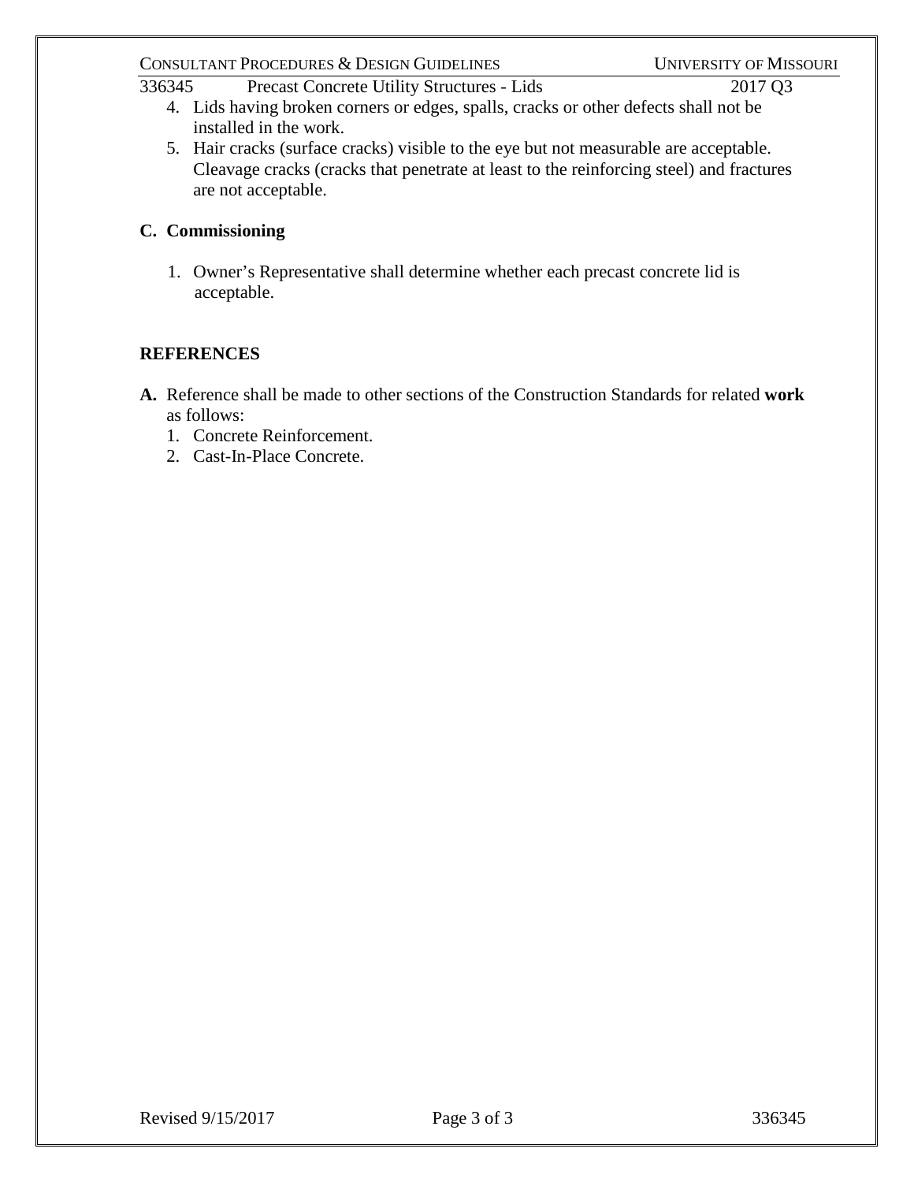4. Lids having broken corners or edges, spalls, cracks or other defects shall not be installed in the work.
5. Hair cracks (surface cracks) visible to the eye but not measurable are acceptable. Cleavage cracks (cracks that penetrate at least to the reinforcing steel) and fractures are not acceptable.

**C. Commissioning**

1. Owner's Representative shall determine whether each precast concrete lid is acceptable.

**REFERENCES**

**A.** Reference shall be made to other sections of the Construction Standards for related **work** as follows:

1. Concrete Reinforcement.
2. Cast-In-Place Concrete.